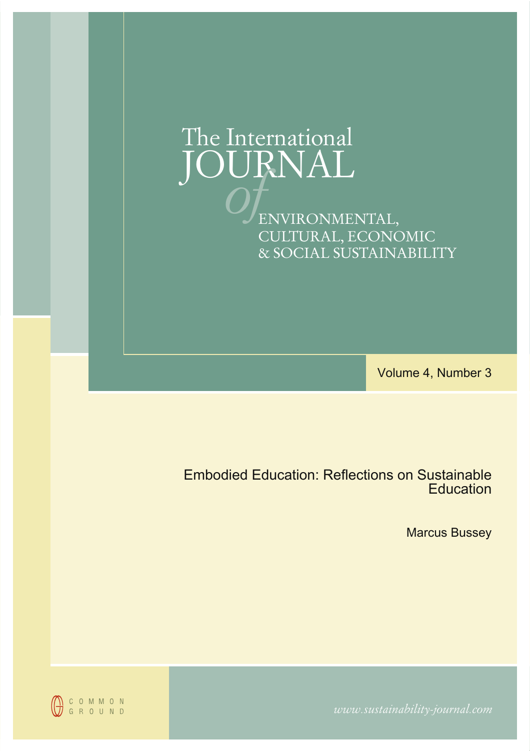# The International JOURNAL *of* ENVIRONMENTAL, CULTURAL, ECONOMIC & SOCIAL SUSTAINABILITY

Volume 4, Number 3

## Embodied Education: Reflections on Sustainable Education

Marcus Bussey

COMMON GROUND

*www.sustainability-journal.com*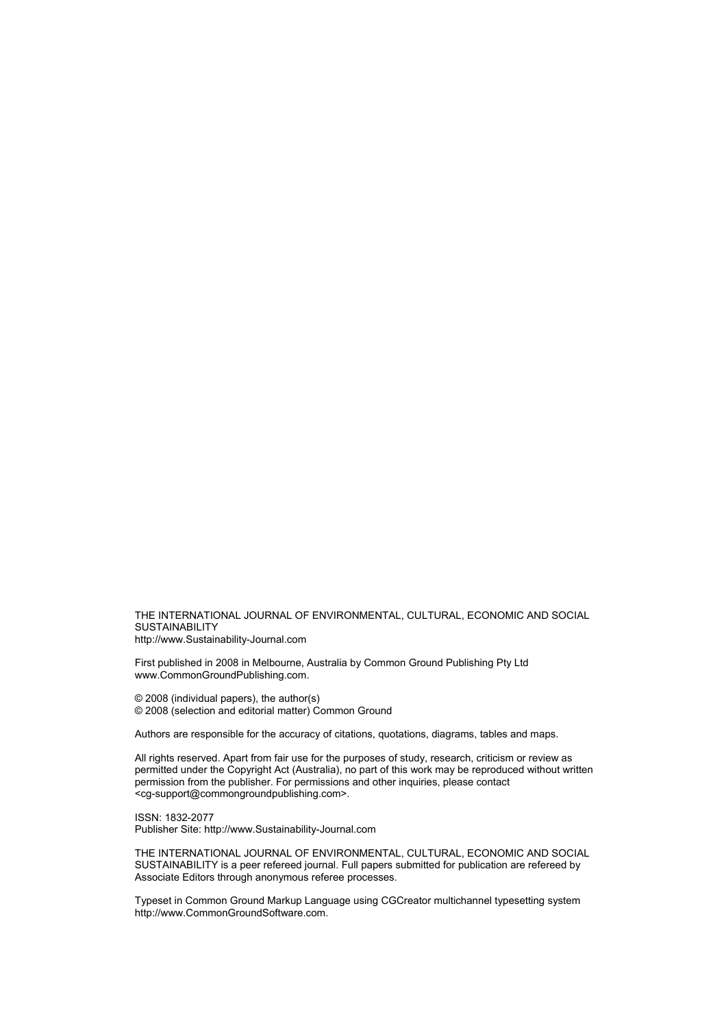THE INTERNATIONAL JOURNAL OF ENVIRONMENTAL, CULTURAL, ECONOMIC AND SOCIAL SUSTAINABILITY
http://www.Sustainability-Journal.com

First published in 2008 in Melbourne, Australia by Common Ground Publishing Pty Ltd
www.CommonGroundPublishing.com.

© 2008 (individual papers), the author(s)
© 2008 (selection and editorial matter) Common Ground

Authors are responsible for the accuracy of citations, quotations, diagrams, tables and maps.

All rights reserved. Apart from fair use for the purposes of study, research, criticism or review as permitted under the Copyright Act (Australia), no part of this work may be reproduced without written permission from the publisher. For permissions and other inquiries, please contact <cg-support@commongroundpublishing.com>.

ISSN: 1832-2077
Publisher Site: http://www.Sustainability-Journal.com

THE INTERNATIONAL JOURNAL OF ENVIRONMENTAL, CULTURAL, ECONOMIC AND SOCIAL SUSTAINABILITY is a peer refereed journal. Full papers submitted for publication are refereed by Associate Editors through anonymous referee processes.

Typeset in Common Ground Markup Language using CGCreator multichannel typesetting system
http://www.CommonGroundSoftware.com.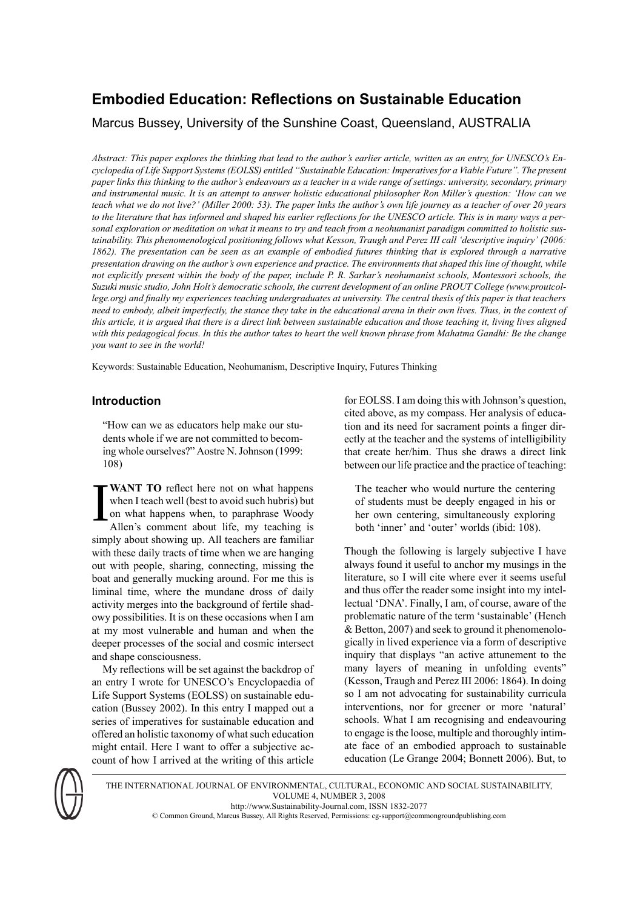# Embodied Education: Reflections on Sustainable Education

Marcus Bussey, University of the Sunshine Coast, Queensland, AUSTRALIA

*Abstract: This paper explores the thinking that lead to the author's earlier article, written as an entry, for UNESCO's Encyclopedia of Life Support Systems (EOLSS) entitled "Sustainable Education: Imperatives for a Viable Future". The present paper links this thinking to the author's endeavours as a teacher in a wide range of settings: university, secondary, primary and instrumental music. It is an attempt to answer holistic educational philosopher Ron Miller's question: 'How can we teach what we do not live?' (Miller 2000: 53). The paper links the author's own life journey as a teacher of over 20 years to the literature that has informed and shaped his earlier reflections for the UNESCO article. This is in many ways a personal exploration or meditation on what it means to try and teach from a neohumanist paradigm committed to holistic sustainability. This phenomenological positioning follows what Kesson, Traugh and Perez III call 'descriptive inquiry' (2006: 1862). The presentation can be seen as an example of embodied futures thinking that is explored through a narrative presentation drawing on the author's own experience and practice. The environments that shaped this line of thought, while not explicitly present within the body of the paper, include P. R. Sarkar's neohumanist schools, Montessori schools, the Suzuki music studio, John Holt's democratic schools, the current development of an online PROUT College (www.proutcollege.org) and finally my experiences teaching undergraduates at university. The central thesis of this paper is that teachers need to embody, albeit imperfectly, the stance they take in the educational arena in their own lives. Thus, in the context of this article, it is argued that there is a direct link between sustainable education and those teaching it, living lives aligned with this pedagogical focus. In this the author takes to heart the well known phrase from Mahatma Gandhi: Be the change you want to see in the world!*

Keywords: Sustainable Education, Neohumanism, Descriptive Inquiry, Futures Thinking

## Introduction

> "How can we as educators help make our students whole if we are not committed to becoming whole ourselves?" Aostre N. Johnson (1999: 108)

**I WANT TO** reflect here not on what happens when I teach well (best to avoid such hubris) but on what happens when, to paraphrase Woody Allen's comment about life, my teaching is simply about showing up. All teachers are familiar with these daily tracts of time when we are hanging out with people, sharing, connecting, missing the boat and generally mucking around. For me this is liminal time, where the mundane dross of daily activity merges into the background of fertile shadowy possibilities. It is on these occasions when I am at my most vulnerable and human and when the deeper processes of the social and cosmic intersect and shape consciousness.

My reflections will be set against the backdrop of an entry I wrote for UNESCO's Encyclopaedia of Life Support Systems (EOLSS) on sustainable education (Bussey 2002). In this entry I mapped out a series of imperatives for sustainable education and offered an holistic taxonomy of what such education might entail. Here I want to offer a subjective account of how I arrived at the writing of this article for EOLSS. I am doing this with Johnson's question, cited above, as my compass. Her analysis of education and its need for sacrament points a finger directly at the teacher and the systems of intelligibility that create her/him. Thus she draws a direct link between our life practice and the practice of teaching:

> The teacher who would nurture the centering of students must be deeply engaged in his or her own centering, simultaneously exploring both 'inner' and 'outer' worlds (ibid: 108).

Though the following is largely subjective I have always found it useful to anchor my musings in the literature, so I will cite where ever it seems useful and thus offer the reader some insight into my intellectual 'DNA'. Finally, I am, of course, aware of the problematic nature of the term 'sustainable' (Hench & Betton, 2007) and seek to ground it phenomenologically in lived experience via a form of descriptive inquiry that displays "an active attunement to the many layers of meaning in unfolding events" (Kesson, Traugh and Perez III 2006: 1864). In doing so I am not advocating for sustainability curricula interventions, nor for greener or more 'natural' schools. What I am recognising and endeavouring to engage is the loose, multiple and thoroughly intimate face of an embodied approach to sustainable education (Le Grange 2004; Bonnett 2006). But, to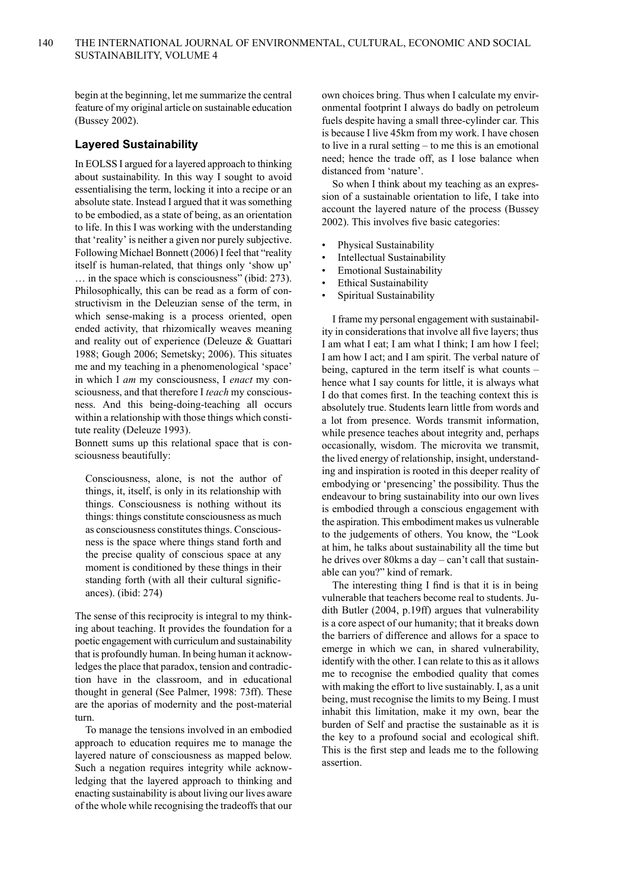begin at the beginning, let me summarize the central feature of my original article on sustainable education (Bussey 2002).

## Layered Sustainability

In EOLSS I argued for a layered approach to thinking about sustainability. In this way I sought to avoid essentialising the term, locking it into a recipe or an absolute state. Instead I argued that it was something to be embodied, as a state of being, as an orientation to life. In this I was working with the understanding that 'reality' is neither a given nor purely subjective. Following Michael Bonnett (2006) I feel that "reality itself is human-related, that things only 'show up' … in the space which is consciousness" (ibid: 273). Philosophically, this can be read as a form of constructivism in the Deleuzian sense of the term, in which sense-making is a process oriented, open ended activity, that rhizomically weaves meaning and reality out of experience (Deleuze & Guattari 1988; Gough 2006; Semetsky; 2006). This situates me and my teaching in a phenomenological 'space' in which I *am* my consciousness, I *enact* my consciousness, and that therefore I *teach* my consciousness. And this being-doing-teaching all occurs within a relationship with those things which constitute reality (Deleuze 1993).

Bonnett sums up this relational space that is consciousness beautifully:

> Consciousness, alone, is not the author of things, it, itself, is only in its relationship with things. Consciousness is nothing without its things: things constitute consciousness as much as consciousness constitutes things. Consciousness is the space where things stand forth and the precise quality of conscious space at any moment is conditioned by these things in their standing forth (with all their cultural significances). (ibid: 274)

The sense of this reciprocity is integral to my thinking about teaching. It provides the foundation for a poetic engagement with curriculum and sustainability that is profoundly human. In being human it acknowledges the place that paradox, tension and contradiction have in the classroom, and in educational thought in general (See Palmer, 1998: 73ff). These are the aporias of modernity and the post-material turn.

To manage the tensions involved in an embodied approach to education requires me to manage the layered nature of consciousness as mapped below. Such a negation requires integrity while acknowledging that the layered approach to thinking and enacting sustainability is about living our lives aware of the whole while recognising the tradeoffs that our own choices bring. Thus when I calculate my environmental footprint I always do badly on petroleum fuels despite having a small three-cylinder car. This is because I live 45km from my work. I have chosen to live in a rural setting – to me this is an emotional need; hence the trade off, as I lose balance when distanced from 'nature'.

So when I think about my teaching as an expression of a sustainable orientation to life, I take into account the layered nature of the process (Bussey 2002). This involves five basic categories:

- Physical Sustainability
- Intellectual Sustainability
- Emotional Sustainability
- Ethical Sustainability
- Spiritual Sustainability

I frame my personal engagement with sustainability in considerations that involve all five layers; thus I am what I eat; I am what I think; I am how I feel; I am how I act; and I am spirit. The verbal nature of being, captured in the term itself is what counts – hence what I say counts for little, it is always what I do that comes first. In the teaching context this is absolutely true. Students learn little from words and a lot from presence. Words transmit information, while presence teaches about integrity and, perhaps occasionally, wisdom. The microvita we transmit, the lived energy of relationship, insight, understanding and inspiration is rooted in this deeper reality of embodying or 'presencing' the possibility. Thus the endeavour to bring sustainability into our own lives is embodied through a conscious engagement with the aspiration. This embodiment makes us vulnerable to the judgements of others. You know, the "Look at him, he talks about sustainability all the time but he drives over 80kms a day – can't call that sustainable can you?" kind of remark.

The interesting thing I find is that it is in being vulnerable that teachers become real to students. Judith Butler (2004, p.19ff) argues that vulnerability is a core aspect of our humanity; that it breaks down the barriers of difference and allows for a space to emerge in which we can, in shared vulnerability, identify with the other. I can relate to this as it allows me to recognise the embodied quality that comes with making the effort to live sustainably. I, as a unit being, must recognise the limits to my Being. I must inhabit this limitation, make it my own, bear the burden of Self and practise the sustainable as it is the key to a profound social and ecological shift. This is the first step and leads me to the following assertion.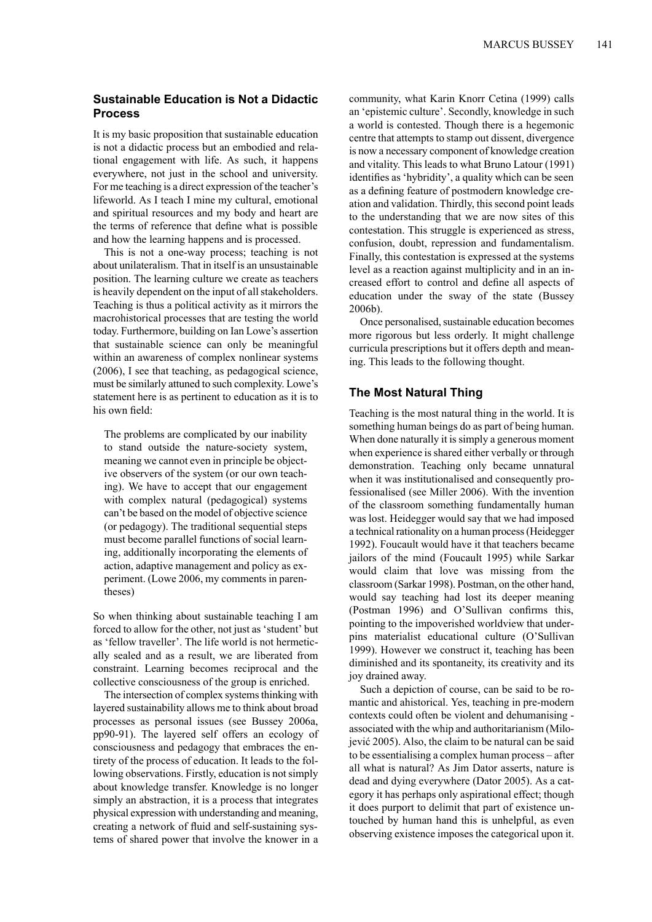## Sustainable Education is Not a Didactic Process

It is my basic proposition that sustainable education is not a didactic process but an embodied and relational engagement with life. As such, it happens everywhere, not just in the school and university. For me teaching is a direct expression of the teacher's lifeworld. As I teach I mine my cultural, emotional and spiritual resources and my body and heart are the terms of reference that define what is possible and how the learning happens and is processed.

This is not a one-way process; teaching is not about unilateralism. That in itself is an unsustainable position. The learning culture we create as teachers is heavily dependent on the input of all stakeholders. Teaching is thus a political activity as it mirrors the macrohistorical processes that are testing the world today. Furthermore, building on Ian Lowe's assertion that sustainable science can only be meaningful within an awareness of complex nonlinear systems (2006), I see that teaching, as pedagogical science, must be similarly attuned to such complexity. Lowe's statement here is as pertinent to education as it is to his own field:

> The problems are complicated by our inability to stand outside the nature-society system, meaning we cannot even in principle be objective observers of the system (or our own teaching). We have to accept that our engagement with complex natural (pedagogical) systems can't be based on the model of objective science (or pedagogy). The traditional sequential steps must become parallel functions of social learning, additionally incorporating the elements of action, adaptive management and policy as experiment. (Lowe 2006, my comments in parentheses)

So when thinking about sustainable teaching I am forced to allow for the other, not just as 'student' but as 'fellow traveller'. The life world is not hermetically sealed and as a result, we are liberated from constraint. Learning becomes reciprocal and the collective consciousness of the group is enriched.

The intersection of complex systems thinking with layered sustainability allows me to think about broad processes as personal issues (see Bussey 2006a, pp90-91). The layered self offers an ecology of consciousness and pedagogy that embraces the entirety of the process of education. It leads to the following observations. Firstly, education is not simply about knowledge transfer. Knowledge is no longer simply an abstraction, it is a process that integrates physical expression with understanding and meaning, creating a network of fluid and self-sustaining systems of shared power that involve the knower in a community, what Karin Knorr Cetina (1999) calls an 'epistemic culture'. Secondly, knowledge in such a world is contested. Though there is a hegemonic centre that attempts to stamp out dissent, divergence is now a necessary component of knowledge creation and vitality. This leads to what Bruno Latour (1991) identifies as 'hybridity', a quality which can be seen as a defining feature of postmodern knowledge creation and validation. Thirdly, this second point leads to the understanding that we are now sites of this contestation. This struggle is experienced as stress, confusion, doubt, repression and fundamentalism. Finally, this contestation is expressed at the systems level as a reaction against multiplicity and in an increased effort to control and define all aspects of education under the sway of the state (Bussey 2006b).

Once personalised, sustainable education becomes more rigorous but less orderly. It might challenge curricula prescriptions but it offers depth and meaning. This leads to the following thought.

## The Most Natural Thing

Teaching is the most natural thing in the world. It is something human beings do as part of being human. When done naturally it is simply a generous moment when experience is shared either verbally or through demonstration. Teaching only became unnatural when it was institutionalised and consequently professionalised (see Miller 2006). With the invention of the classroom something fundamentally human was lost. Heidegger would say that we had imposed a technical rationality on a human process (Heidegger 1992). Foucault would have it that teachers became jailors of the mind (Foucault 1995) while Sarkar would claim that love was missing from the classroom (Sarkar 1998). Postman, on the other hand, would say teaching had lost its deeper meaning (Postman 1996) and O'Sullivan confirms this, pointing to the impoverished worldview that underpins materialist educational culture (O'Sullivan 1999). However we construct it, teaching has been diminished and its spontaneity, its creativity and its joy drained away.

Such a depiction of course, can be said to be romantic and ahistorical. Yes, teaching in pre-modern contexts could often be violent and dehumanising - associated with the whip and authoritarianism (Milojević 2005). Also, the claim to be natural can be said to be essentialising a complex human process – after all what is natural? As Jim Dator asserts, nature is dead and dying everywhere (Dator 2005). As a category it has perhaps only aspirational effect; though it does purport to delimit that part of existence untouched by human hand this is unhelpful, as even observing existence imposes the categorical upon it.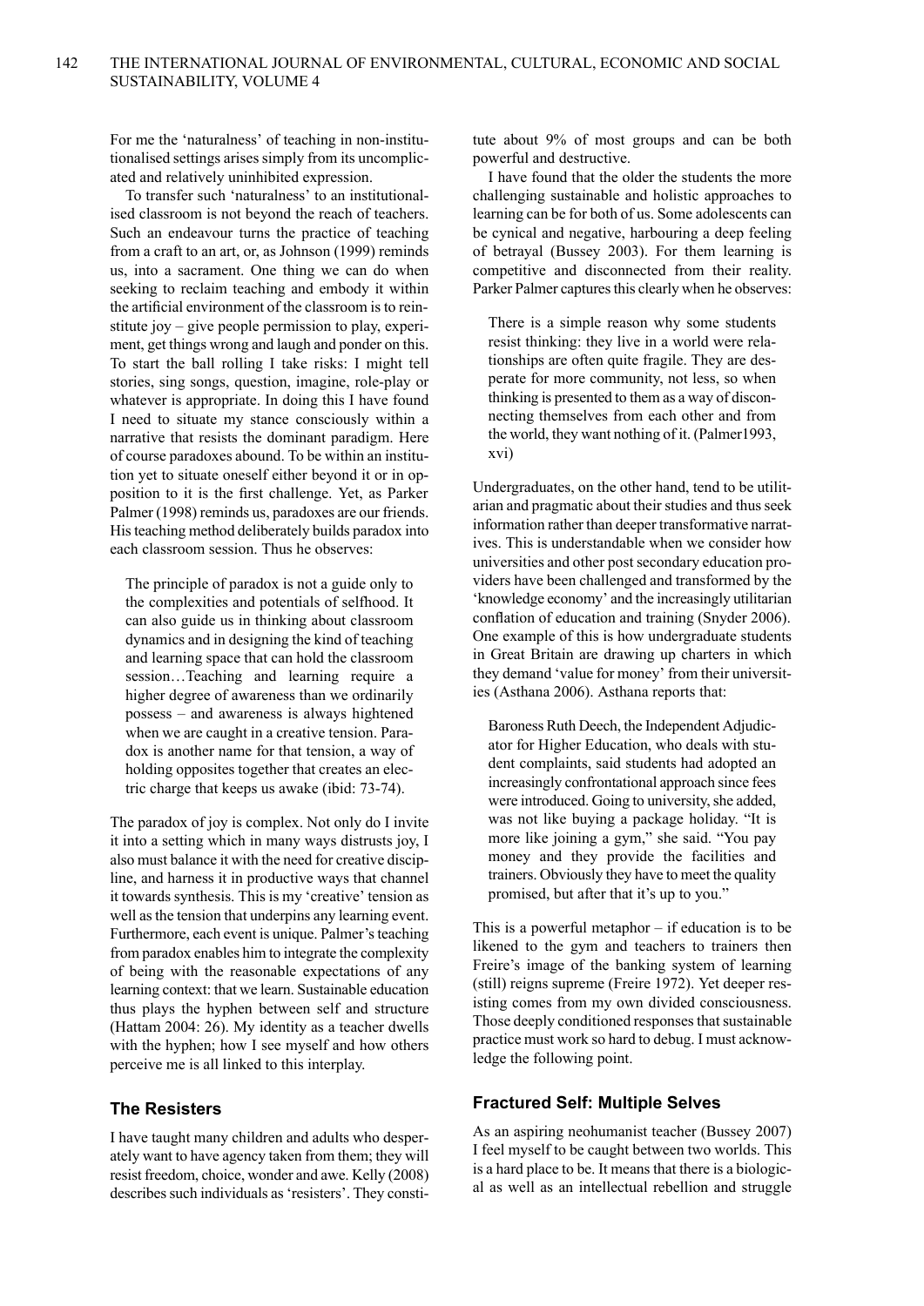For me the 'naturalness' of teaching in non-institutionalised settings arises simply from its uncomplicated and relatively uninhibited expression.

To transfer such 'naturalness' to an institutionalised classroom is not beyond the reach of teachers. Such an endeavour turns the practice of teaching from a craft to an art, or, as Johnson (1999) reminds us, into a sacrament. One thing we can do when seeking to reclaim teaching and embody it within the artificial environment of the classroom is to reinstitute joy – give people permission to play, experiment, get things wrong and laugh and ponder on this. To start the ball rolling I take risks: I might tell stories, sing songs, question, imagine, role-play or whatever is appropriate. In doing this I have found I need to situate my stance consciously within a narrative that resists the dominant paradigm. Here of course paradoxes abound. To be within an institution yet to situate oneself either beyond it or in opposition to it is the first challenge. Yet, as Parker Palmer (1998) reminds us, paradoxes are our friends. His teaching method deliberately builds paradox into each classroom session. Thus he observes:

> The principle of paradox is not a guide only to the complexities and potentials of selfhood. It can also guide us in thinking about classroom dynamics and in designing the kind of teaching and learning space that can hold the classroom session…Teaching and learning require a higher degree of awareness than we ordinarily possess – and awareness is always hightened when we are caught in a creative tension. Paradox is another name for that tension, a way of holding opposites together that creates an electric charge that keeps us awake (ibid: 73-74).

The paradox of joy is complex. Not only do I invite it into a setting which in many ways distrusts joy, I also must balance it with the need for creative discipline, and harness it in productive ways that channel it towards synthesis. This is my 'creative' tension as well as the tension that underpins any learning event. Furthermore, each event is unique. Palmer's teaching from paradox enables him to integrate the complexity of being with the reasonable expectations of any learning context: that we learn. Sustainable education thus plays the hyphen between self and structure (Hattam 2004: 26). My identity as a teacher dwells with the hyphen; how I see myself and how others perceive me is all linked to this interplay.

## The Resisters

I have taught many children and adults who desperately want to have agency taken from them; they will resist freedom, choice, wonder and awe. Kelly (2008) describes such individuals as 'resisters'. They constitute about 9% of most groups and can be both powerful and destructive.

I have found that the older the students the more challenging sustainable and holistic approaches to learning can be for both of us. Some adolescents can be cynical and negative, harbouring a deep feeling of betrayal (Bussey 2003). For them learning is competitive and disconnected from their reality. Parker Palmer captures this clearly when he observes:

> There is a simple reason why some students resist thinking: they live in a world were relationships are often quite fragile. They are desperate for more community, not less, so when thinking is presented to them as a way of disconnecting themselves from each other and from the world, they want nothing of it. (Palmer1993, xvi)

Undergraduates, on the other hand, tend to be utilitarian and pragmatic about their studies and thus seek information rather than deeper transformative narratives. This is understandable when we consider how universities and other post secondary education providers have been challenged and transformed by the 'knowledge economy' and the increasingly utilitarian conflation of education and training (Snyder 2006). One example of this is how undergraduate students in Great Britain are drawing up charters in which they demand 'value for money' from their universities (Asthana 2006). Asthana reports that:

> Baroness Ruth Deech, the Independent Adjudicator for Higher Education, who deals with student complaints, said students had adopted an increasingly confrontational approach since fees were introduced. Going to university, she added, was not like buying a package holiday. "It is more like joining a gym," she said. "You pay money and they provide the facilities and trainers. Obviously they have to meet the quality promised, but after that it's up to you."

This is a powerful metaphor – if education is to be likened to the gym and teachers to trainers then Freire's image of the banking system of learning (still) reigns supreme (Freire 1972). Yet deeper resisting comes from my own divided consciousness. Those deeply conditioned responses that sustainable practice must work so hard to debug. I must acknowledge the following point.

## Fractured Self: Multiple Selves

As an aspiring neohumanist teacher (Bussey 2007) I feel myself to be caught between two worlds. This is a hard place to be. It means that there is a biological as well as an intellectual rebellion and struggle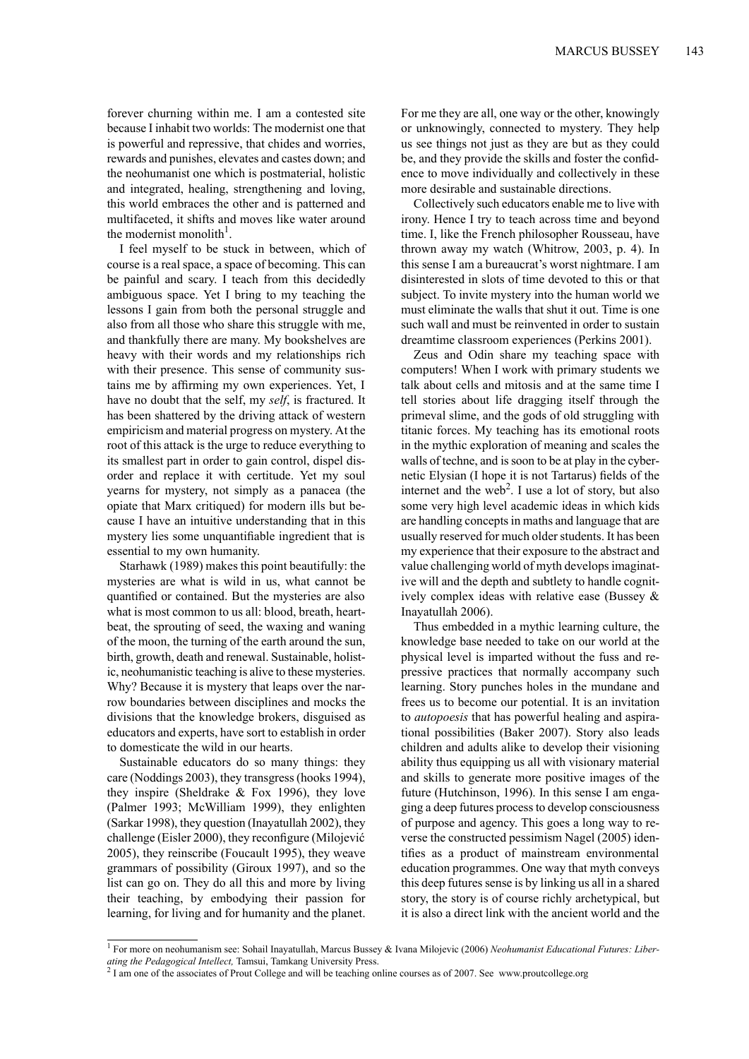forever churning within me. I am a contested site because I inhabit two worlds: The modernist one that is powerful and repressive, that chides and worries, rewards and punishes, elevates and castes down; and the neohumanist one which is postmaterial, holistic and integrated, healing, strengthening and loving, this world embraces the other and is patterned and multifaceted, it shifts and moves like water around the modernist monolith[1].

I feel myself to be stuck in between, which of course is a real space, a space of becoming. This can be painful and scary. I teach from this decidedly ambiguous space. Yet I bring to my teaching the lessons I gain from both the personal struggle and also from all those who share this struggle with me, and thankfully there are many. My bookshelves are heavy with their words and my relationships rich with their presence. This sense of community sustains me by affirming my own experiences. Yet, I have no doubt that the self, my *self*, is fractured. It has been shattered by the driving attack of western empiricism and material progress on mystery. At the root of this attack is the urge to reduce everything to its smallest part in order to gain control, dispel disorder and replace it with certitude. Yet my soul yearns for mystery, not simply as a panacea (the opiate that Marx critiqued) for modern ills but because I have an intuitive understanding that in this mystery lies some unquantifiable ingredient that is essential to my own humanity.

Starhawk (1989) makes this point beautifully: the mysteries are what is wild in us, what cannot be quantified or contained. But the mysteries are also what is most common to us all: blood, breath, heartbeat, the sprouting of seed, the waxing and waning of the moon, the turning of the earth around the sun, birth, growth, death and renewal. Sustainable, holistic, neohumanistic teaching is alive to these mysteries. Why? Because it is mystery that leaps over the narrow boundaries between disciplines and mocks the divisions that the knowledge brokers, disguised as educators and experts, have sort to establish in order to domesticate the wild in our hearts.

Sustainable educators do so many things: they care (Noddings 2003), they transgress (hooks 1994), they inspire (Sheldrake & Fox 1996), they love (Palmer 1993; McWilliam 1999), they enlighten (Sarkar 1998), they question (Inayatullah 2002), they challenge (Eisler 2000), they reconfigure (Milojević 2005), they reinscribe (Foucault 1995), they weave grammars of possibility (Giroux 1997), and so the list can go on. They do all this and more by living their teaching, by embodying their passion for learning, for living and for humanity and the planet. For me they are all, one way or the other, knowingly or unknowingly, connected to mystery. They help us see things not just as they are but as they could be, and they provide the skills and foster the confidence to move individually and collectively in these more desirable and sustainable directions.

Collectively such educators enable me to live with irony. Hence I try to teach across time and beyond time. I, like the French philosopher Rousseau, have thrown away my watch (Whitrow, 2003, p. 4). In this sense I am a bureaucrat's worst nightmare. I am disinterested in slots of time devoted to this or that subject. To invite mystery into the human world we must eliminate the walls that shut it out. Time is one such wall and must be reinvented in order to sustain dreamtime classroom experiences (Perkins 2001).

Zeus and Odin share my teaching space with computers! When I work with primary students we talk about cells and mitosis and at the same time I tell stories about life dragging itself through the primeval slime, and the gods of old struggling with titanic forces. My teaching has its emotional roots in the mythic exploration of meaning and scales the walls of techne, and is soon to be at play in the cybernetic Elysian (I hope it is not Tartarus) fields of the internet and the web[2]. I use a lot of story, but also some very high level academic ideas in which kids are handling concepts in maths and language that are usually reserved for much older students. It has been my experience that their exposure to the abstract and value challenging world of myth develops imaginative will and the depth and subtlety to handle cognitively complex ideas with relative ease (Bussey & Inayatullah 2006).

Thus embedded in a mythic learning culture, the knowledge base needed to take on our world at the physical level is imparted without the fuss and repressive practices that normally accompany such learning. Story punches holes in the mundane and frees us to become our potential. It is an invitation to *autopoesis* that has powerful healing and aspirational possibilities (Baker 2007). Story also leads children and adults alike to develop their visioning ability thus equipping us all with visionary material and skills to generate more positive images of the future (Hutchinson, 1996). In this sense I am engaging a deep futures process to develop consciousness of purpose and agency. This goes a long way to reverse the constructed pessimism Nagel (2005) identifies as a product of mainstream environmental education programmes. One way that myth conveys this deep futures sense is by linking us all in a shared story, the story is of course richly archetypical, but it is also a direct link with the ancient world and the

---

[1] For more on neohumanism see: Sohail Inayatullah, Marcus Bussey & Ivana Milojevic (2006) *Neohumanist Educational Futures: Liberating the Pedagogical Intellect,* Tamsui, Tamkang University Press.

[2] I am one of the associates of Prout College and will be teaching online courses as of 2007. See www.proutcollege.org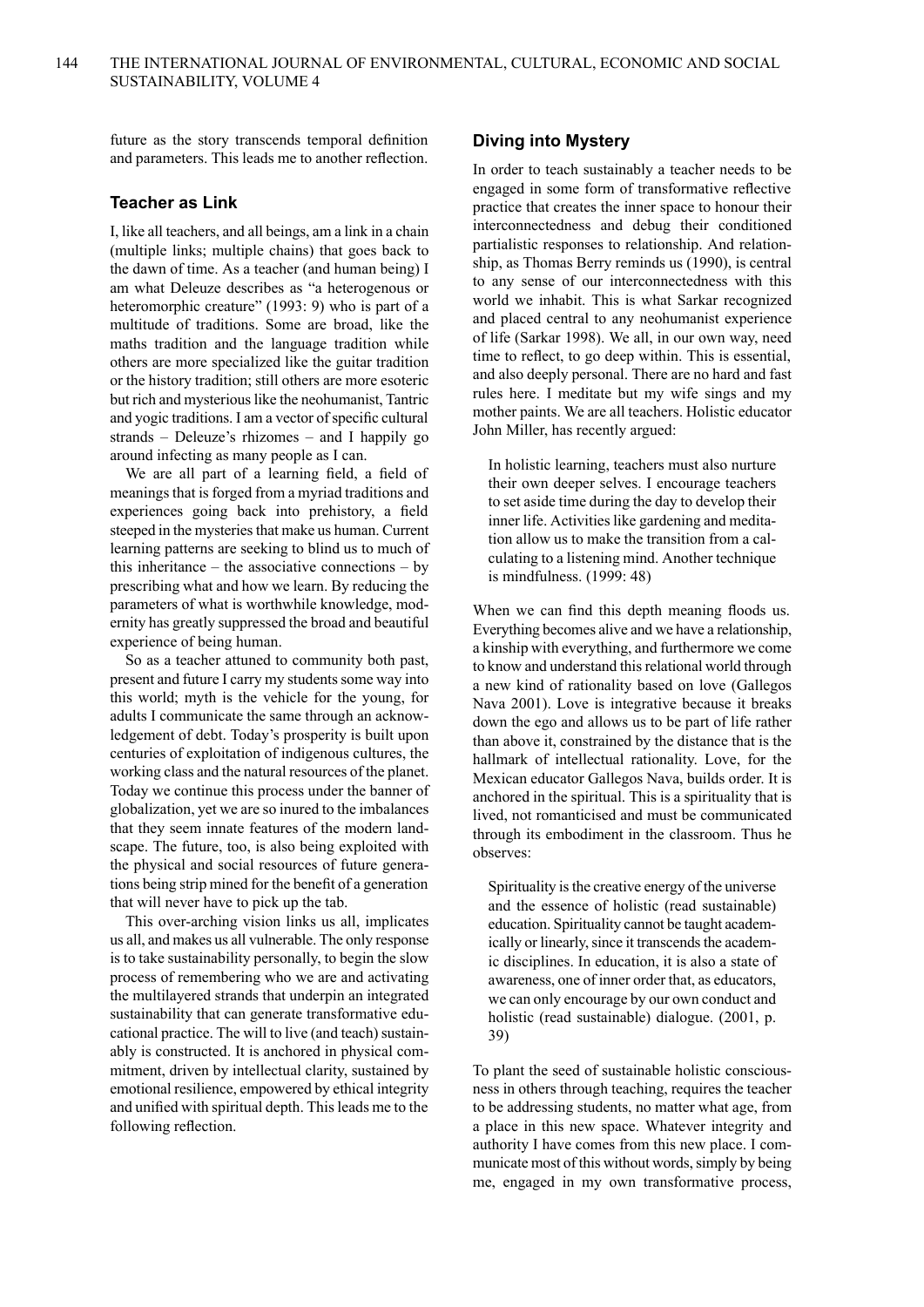future as the story transcends temporal definition and parameters. This leads me to another reflection.

### Teacher as Link

I, like all teachers, and all beings, am a link in a chain (multiple links; multiple chains) that goes back to the dawn of time. As a teacher (and human being) I am what Deleuze describes as "a heterogenous or heteromorphic creature" (1993: 9) who is part of a multitude of traditions. Some are broad, like the maths tradition and the language tradition while others are more specialized like the guitar tradition or the history tradition; still others are more esoteric but rich and mysterious like the neohumanist, Tantric and yogic traditions. I am a vector of specific cultural strands – Deleuze's rhizomes – and I happily go around infecting as many people as I can.

We are all part of a learning field, a field of meanings that is forged from a myriad traditions and experiences going back into prehistory, a field steeped in the mysteries that make us human. Current learning patterns are seeking to blind us to much of this inheritance – the associative connections – by prescribing what and how we learn. By reducing the parameters of what is worthwhile knowledge, modernity has greatly suppressed the broad and beautiful experience of being human.

So as a teacher attuned to community both past, present and future I carry my students some way into this world; myth is the vehicle for the young, for adults I communicate the same through an acknowledgement of debt. Today's prosperity is built upon centuries of exploitation of indigenous cultures, the working class and the natural resources of the planet. Today we continue this process under the banner of globalization, yet we are so inured to the imbalances that they seem innate features of the modern landscape. The future, too, is also being exploited with the physical and social resources of future generations being strip mined for the benefit of a generation that will never have to pick up the tab.

This over-arching vision links us all, implicates us all, and makes us all vulnerable. The only response is to take sustainability personally, to begin the slow process of remembering who we are and activating the multilayered strands that underpin an integrated sustainability that can generate transformative educational practice. The will to live (and teach) sustainably is constructed. It is anchored in physical commitment, driven by intellectual clarity, sustained by emotional resilience, empowered by ethical integrity and unified with spiritual depth. This leads me to the following reflection.

### Diving into Mystery

In order to teach sustainably a teacher needs to be engaged in some form of transformative reflective practice that creates the inner space to honour their interconnectedness and debug their conditioned partialistic responses to relationship. And relationship, as Thomas Berry reminds us (1990), is central to any sense of our interconnectedness with this world we inhabit. This is what Sarkar recognized and placed central to any neohumanist experience of life (Sarkar 1998). We all, in our own way, need time to reflect, to go deep within. This is essential, and also deeply personal. There are no hard and fast rules here. I meditate but my wife sings and my mother paints. We are all teachers. Holistic educator John Miller, has recently argued:

> In holistic learning, teachers must also nurture their own deeper selves. I encourage teachers to set aside time during the day to develop their inner life. Activities like gardening and meditation allow us to make the transition from a calculating to a listening mind. Another technique is mindfulness. (1999: 48)

When we can find this depth meaning floods us. Everything becomes alive and we have a relationship, a kinship with everything, and furthermore we come to know and understand this relational world through a new kind of rationality based on love (Gallegos Nava 2001). Love is integrative because it breaks down the ego and allows us to be part of life rather than above it, constrained by the distance that is the hallmark of intellectual rationality. Love, for the Mexican educator Gallegos Nava, builds order. It is anchored in the spiritual. This is a spirituality that is lived, not romanticised and must be communicated through its embodiment in the classroom. Thus he observes:

> Spirituality is the creative energy of the universe and the essence of holistic (read sustainable) education. Spirituality cannot be taught academically or linearly, since it transcends the academic disciplines. In education, it is also a state of awareness, one of inner order that, as educators, we can only encourage by our own conduct and holistic (read sustainable) dialogue. (2001, p. 39)

To plant the seed of sustainable holistic consciousness in others through teaching, requires the teacher to be addressing students, no matter what age, from a place in this new space. Whatever integrity and authority I have comes from this new place. I communicate most of this without words, simply by being me, engaged in my own transformative process,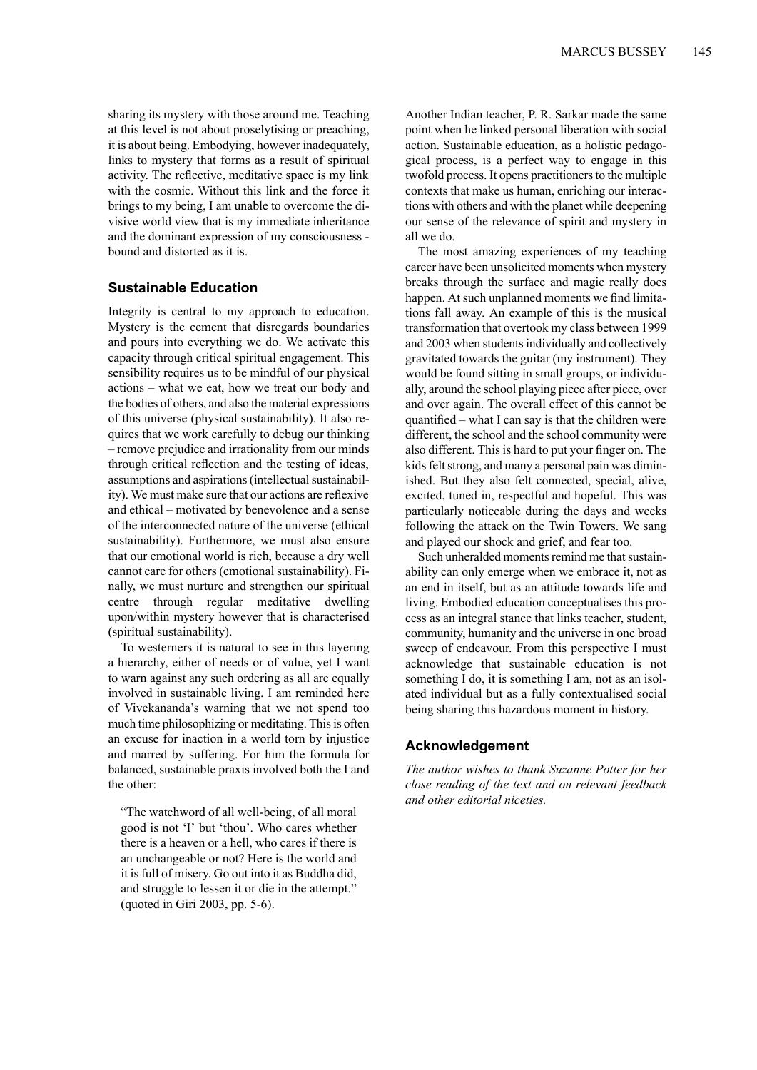sharing its mystery with those around me. Teaching at this level is not about proselytising or preaching, it is about being. Embodying, however inadequately, links to mystery that forms as a result of spiritual activity. The reflective, meditative space is my link with the cosmic. Without this link and the force it brings to my being, I am unable to overcome the divisive world view that is my immediate inheritance and the dominant expression of my consciousness - bound and distorted as it is.

## Sustainable Education

Integrity is central to my approach to education. Mystery is the cement that disregards boundaries and pours into everything we do. We activate this capacity through critical spiritual engagement. This sensibility requires us to be mindful of our physical actions – what we eat, how we treat our body and the bodies of others, and also the material expressions of this universe (physical sustainability). It also requires that we work carefully to debug our thinking – remove prejudice and irrationality from our minds through critical reflection and the testing of ideas, assumptions and aspirations (intellectual sustainability). We must make sure that our actions are reflexive and ethical – motivated by benevolence and a sense of the interconnected nature of the universe (ethical sustainability). Furthermore, we must also ensure that our emotional world is rich, because a dry well cannot care for others (emotional sustainability). Finally, we must nurture and strengthen our spiritual centre through regular meditative dwelling upon/within mystery however that is characterised (spiritual sustainability).

To westerners it is natural to see in this layering a hierarchy, either of needs or of value, yet I want to warn against any such ordering as all are equally involved in sustainable living. I am reminded here of Vivekananda's warning that we not spend too much time philosophizing or meditating. This is often an excuse for inaction in a world torn by injustice and marred by suffering. For him the formula for balanced, sustainable praxis involved both the I and the other:

> "The watchword of all well-being, of all moral good is not 'I' but 'thou'. Who cares whether there is a heaven or a hell, who cares if there is an unchangeable or not? Here is the world and it is full of misery. Go out into it as Buddha did, and struggle to lessen it or die in the attempt." (quoted in Giri 2003, pp. 5-6).

Another Indian teacher, P. R. Sarkar made the same point when he linked personal liberation with social action. Sustainable education, as a holistic pedagogical process, is a perfect way to engage in this twofold process. It opens practitioners to the multiple contexts that make us human, enriching our interactions with others and with the planet while deepening our sense of the relevance of spirit and mystery in all we do.

The most amazing experiences of my teaching career have been unsolicited moments when mystery breaks through the surface and magic really does happen. At such unplanned moments we find limitations fall away. An example of this is the musical transformation that overtook my class between 1999 and 2003 when students individually and collectively gravitated towards the guitar (my instrument). They would be found sitting in small groups, or individually, around the school playing piece after piece, over and over again. The overall effect of this cannot be quantified – what I can say is that the children were different, the school and the school community were also different. This is hard to put your finger on. The kids felt strong, and many a personal pain was diminished. But they also felt connected, special, alive, excited, tuned in, respectful and hopeful. This was particularly noticeable during the days and weeks following the attack on the Twin Towers. We sang and played our shock and grief, and fear too.

Such unheralded moments remind me that sustainability can only emerge when we embrace it, not as an end in itself, but as an attitude towards life and living. Embodied education conceptualises this process as an integral stance that links teacher, student, community, humanity and the universe in one broad sweep of endeavour. From this perspective I must acknowledge that sustainable education is not something I do, it is something I am, not as an isolated individual but as a fully contextualised social being sharing this hazardous moment in history.

## Acknowledgement

*The author wishes to thank Suzanne Potter for her close reading of the text and on relevant feedback and other editorial niceties.*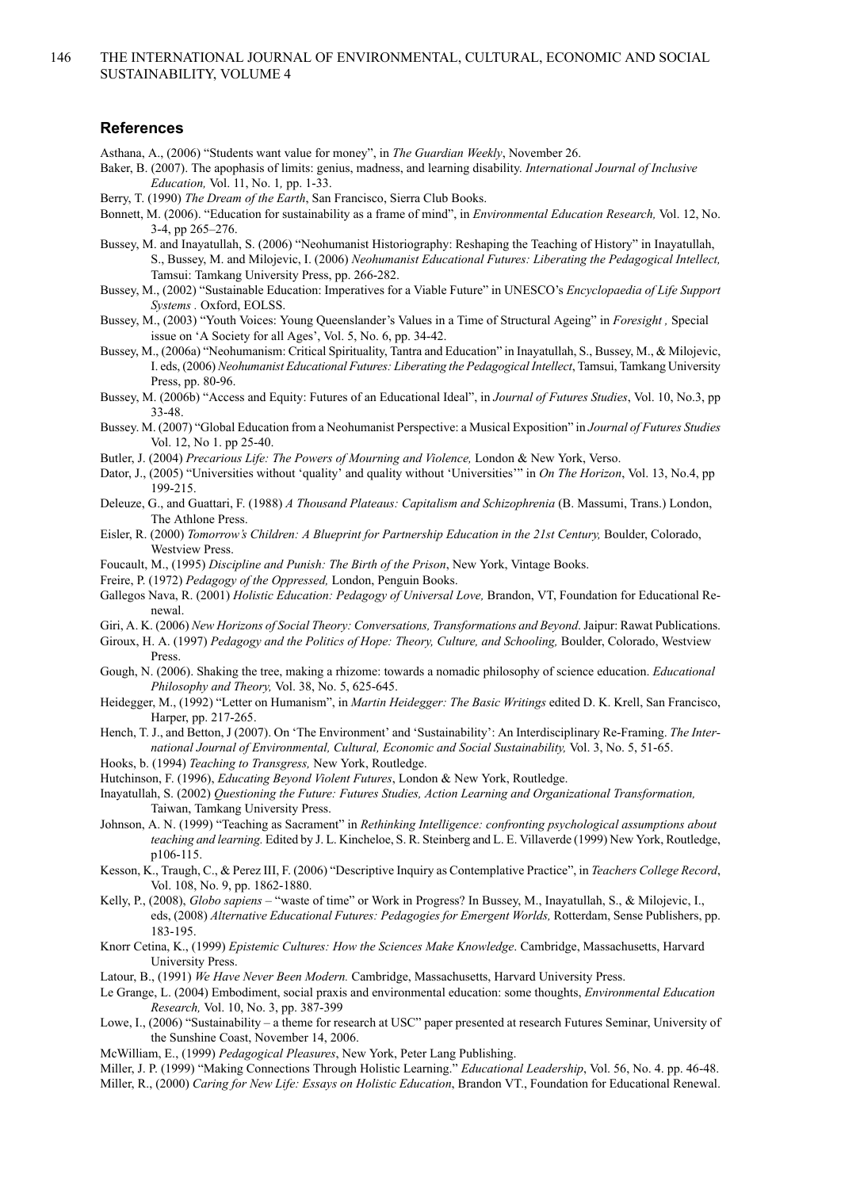## References

Asthana, A., (2006) "Students want value for money", in *The Guardian Weekly*, November 26.

Baker, B. (2007). The apophasis of limits: genius, madness, and learning disability. *International Journal of Inclusive Education,* Vol. 11, No. 1*,* pp. 1-33.

Berry, T. (1990) *The Dream of the Earth*, San Francisco, Sierra Club Books.

Bonnett, M. (2006). "Education for sustainability as a frame of mind", in *Environmental Education Research,* Vol. 12, No. 3-4, pp 265–276.

Bussey, M. and Inayatullah, S. (2006) "Neohumanist Historiography: Reshaping the Teaching of History" in Inayatullah, S., Bussey, M. and Milojevic, I. (2006) *Neohumanist Educational Futures: Liberating the Pedagogical Intellect,* Tamsui: Tamkang University Press, pp. 266-282.

Bussey, M., (2002) "Sustainable Education: Imperatives for a Viable Future" in UNESCO's *Encyclopaedia of Life Support Systems .* Oxford, EOLSS.

Bussey, M., (2003) "Youth Voices: Young Queenslander's Values in a Time of Structural Ageing" in *Foresight ,* Special issue on 'A Society for all Ages', Vol. 5, No. 6, pp. 34-42.

Bussey, M., (2006a) "Neohumanism: Critical Spirituality, Tantra and Education" in Inayatullah, S., Bussey, M., & Milojevic, I. eds, (2006) *Neohumanist Educational Futures: Liberating the Pedagogical Intellect*, Tamsui, Tamkang University Press, pp. 80-96.

Bussey, M. (2006b) "Access and Equity: Futures of an Educational Ideal", in *Journal of Futures Studies*, Vol. 10, No.3, pp 33-48.

Bussey. M. (2007) "Global Education from a Neohumanist Perspective: a Musical Exposition" in *Journal of Futures Studies* Vol. 12, No 1. pp 25-40.

Butler, J. (2004) *Precarious Life: The Powers of Mourning and Violence,* London & New York, Verso.

Dator, J., (2005) "Universities without 'quality' and quality without 'Universities'" in *On The Horizon*, Vol. 13, No.4, pp 199-215.

Deleuze, G., and Guattari, F. (1988) *A Thousand Plateaus: Capitalism and Schizophrenia* (B. Massumi, Trans.) London, The Athlone Press.

Eisler, R. (2000) *Tomorrow's Children: A Blueprint for Partnership Education in the 21st Century,* Boulder, Colorado, Westview Press.

Foucault, M., (1995) *Discipline and Punish: The Birth of the Prison*, New York, Vintage Books.

Freire, P. (1972) *Pedagogy of the Oppressed,* London, Penguin Books.

Gallegos Nava, R. (2001) *Holistic Education: Pedagogy of Universal Love,* Brandon, VT, Foundation for Educational Renewal.

Giri, A. K. (2006) *New Horizons of Social Theory: Conversations, Transformations and Beyond*. Jaipur: Rawat Publications.

Giroux, H. A. (1997) *Pedagogy and the Politics of Hope: Theory, Culture, and Schooling,* Boulder, Colorado, Westview Press.

Gough, N. (2006). Shaking the tree, making a rhizome: towards a nomadic philosophy of science education. *Educational Philosophy and Theory,* Vol. 38, No. 5, 625-645.

Heidegger, M., (1992) "Letter on Humanism", in *Martin Heidegger: The Basic Writings* edited D. K. Krell, San Francisco, Harper, pp. 217-265.

Hench, T. J., and Betton, J (2007). On 'The Environment' and 'Sustainability': An Interdisciplinary Re-Framing. *The International Journal of Environmental, Cultural, Economic and Social Sustainability,* Vol. 3, No. 5, 51-65.

Hooks, b. (1994) *Teaching to Transgress,* New York, Routledge.

Hutchinson, F. (1996), *Educating Beyond Violent Futures*, London & New York, Routledge.

Inayatullah, S. (2002) *Questioning the Future: Futures Studies, Action Learning and Organizational Transformation,* Taiwan, Tamkang University Press.

Johnson, A. N. (1999) "Teaching as Sacrament" in *Rethinking Intelligence: confronting psychological assumptions about teaching and learning.* Edited by J. L. Kincheloe, S. R. Steinberg and L. E. Villaverde (1999) New York, Routledge, p106-115.

Kesson, K., Traugh, C., & Perez III, F. (2006) "Descriptive Inquiry as Contemplative Practice", in *Teachers College Record*, Vol. 108, No. 9, pp. 1862-1880.

Kelly, P., (2008), *Globo sapiens* – "waste of time" or Work in Progress? In Bussey, M., Inayatullah, S., & Milojevic, I., eds, (2008) *Alternative Educational Futures: Pedagogies for Emergent Worlds,* Rotterdam, Sense Publishers, pp. 183-195.

Knorr Cetina, K., (1999) *Epistemic Cultures: How the Sciences Make Knowledge*. Cambridge, Massachusetts, Harvard University Press.

Latour, B., (1991) *We Have Never Been Modern.* Cambridge, Massachusetts, Harvard University Press.

Le Grange, L. (2004) Embodiment, social praxis and environmental education: some thoughts, *Environmental Education Research,* Vol. 10, No. 3, pp. 387-399

Lowe, I., (2006) "Sustainability – a theme for research at USC" paper presented at research Futures Seminar, University of the Sunshine Coast, November 14, 2006.

McWilliam, E., (1999) *Pedagogical Pleasures*, New York, Peter Lang Publishing.

Miller, J. P. (1999) "Making Connections Through Holistic Learning." *Educational Leadership*, Vol. 56, No. 4. pp. 46-48.

Miller, R., (2000) *Caring for New Life: Essays on Holistic Education*, Brandon VT., Foundation for Educational Renewal.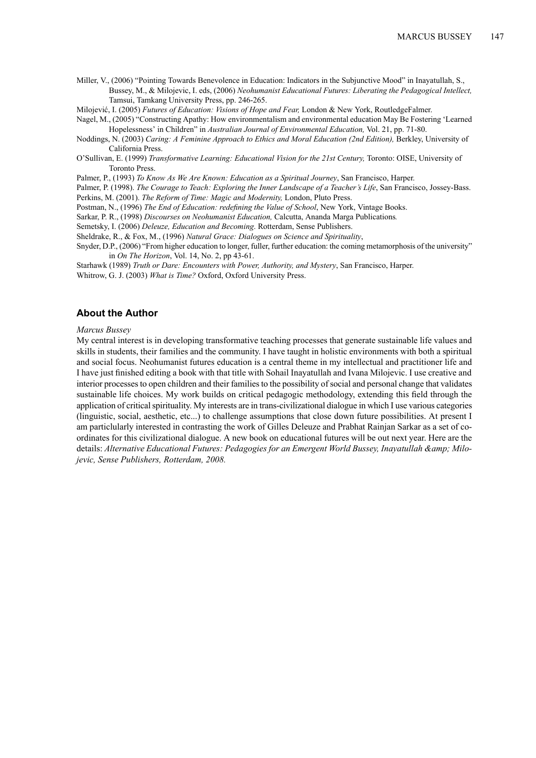Miller, V., (2006) "Pointing Towards Benevolence in Education: Indicators in the Subjunctive Mood" in Inayatullah, S., Bussey, M., & Milojevic, I. eds, (2006) *Neohumanist Educational Futures: Liberating the Pedagogical Intellect,* Tamsui, Tamkang University Press, pp. 246-265.

Milojević, I. (2005) *Futures of Education: Visions of Hope and Fear,* London & New York, RoutledgeFalmer.

Nagel, M., (2005) "Constructing Apathy: How environmentalism and environmental education May Be Fostering 'Learned Hopelessness' in Children" in *Australian Journal of Environmental Education,* Vol. 21, pp. 71-80.

Noddings, N. (2003) *Caring: A Feminine Approach to Ethics and Moral Education (2nd Edition),* Berkley, University of California Press.

O'Sullivan, E. (1999) *Transformative Learning: Educational Vision for the 21st Century,* Toronto: OISE, University of Toronto Press.

Palmer, P., (1993) *To Know As We Are Known: Education as a Spiritual Journey*, San Francisco, Harper.

Palmer, P. (1998). *The Courage to Teach: Exploring the Inner Landscape of a Teacher's Life*, San Francisco, Jossey-Bass.

Perkins, M. (2001). *The Reform of Time: Magic and Modernity,* London, Pluto Press.

Postman, N., (1996) *The End of Education: redefining the Value of School*, New York, Vintage Books.

Sarkar, P. R., (1998) *Discourses on Neohumanist Education,* Calcutta, Ananda Marga Publications*.*

Semetsky, I. (2006) *Deleuze, Education and Becoming*. Rotterdam, Sense Publishers.

Sheldrake, R., & Fox, M., (1996) *Natural Grace: Dialogues on Science and Spirituality*,

Snyder, D.P., (2006) "From higher education to longer, fuller, further education: the coming metamorphosis of the university" in *On The Horizon*, Vol. 14, No. 2, pp 43-61.

Starhawk (1989) *Truth or Dare: Encounters with Power, Authority, and Mystery*, San Francisco, Harper.

Whitrow, G. J. (2003) *What is Time?* Oxford, Oxford University Press.

## About the Author

*Marcus Bussey*

My central interest is in developing transformative teaching processes that generate sustainable life values and skills in students, their families and the community. I have taught in holistic environments with both a spiritual and social focus. Neohumanist futures education is a central theme in my intellectual and practitioner life and I have just finished editing a book with that title with Sohail Inayatullah and Ivana Milojevic. I use creative and interior processes to open children and their families to the possibility of social and personal change that validates sustainable life choices. My work builds on critical pedagogic methodology, extending this field through the application of critical spirituality. My interests are in trans-civilizational dialogue in which I use various categories (linguistic, social, aesthetic, etc...) to challenge assumptions that close down future possibilities. At present I am particlularly interested in contrasting the work of Gilles Deleuze and Prabhat Rainjan Sarkar as a set of co-ordinates for this civilizational dialogue. A new book on educational futures will be out next year. Here are the details: *Alternative Educational Futures: Pedagogies for an Emergent World Bussey, Inayatullah &amp; Milojevic, Sense Publishers, Rotterdam, 2008.*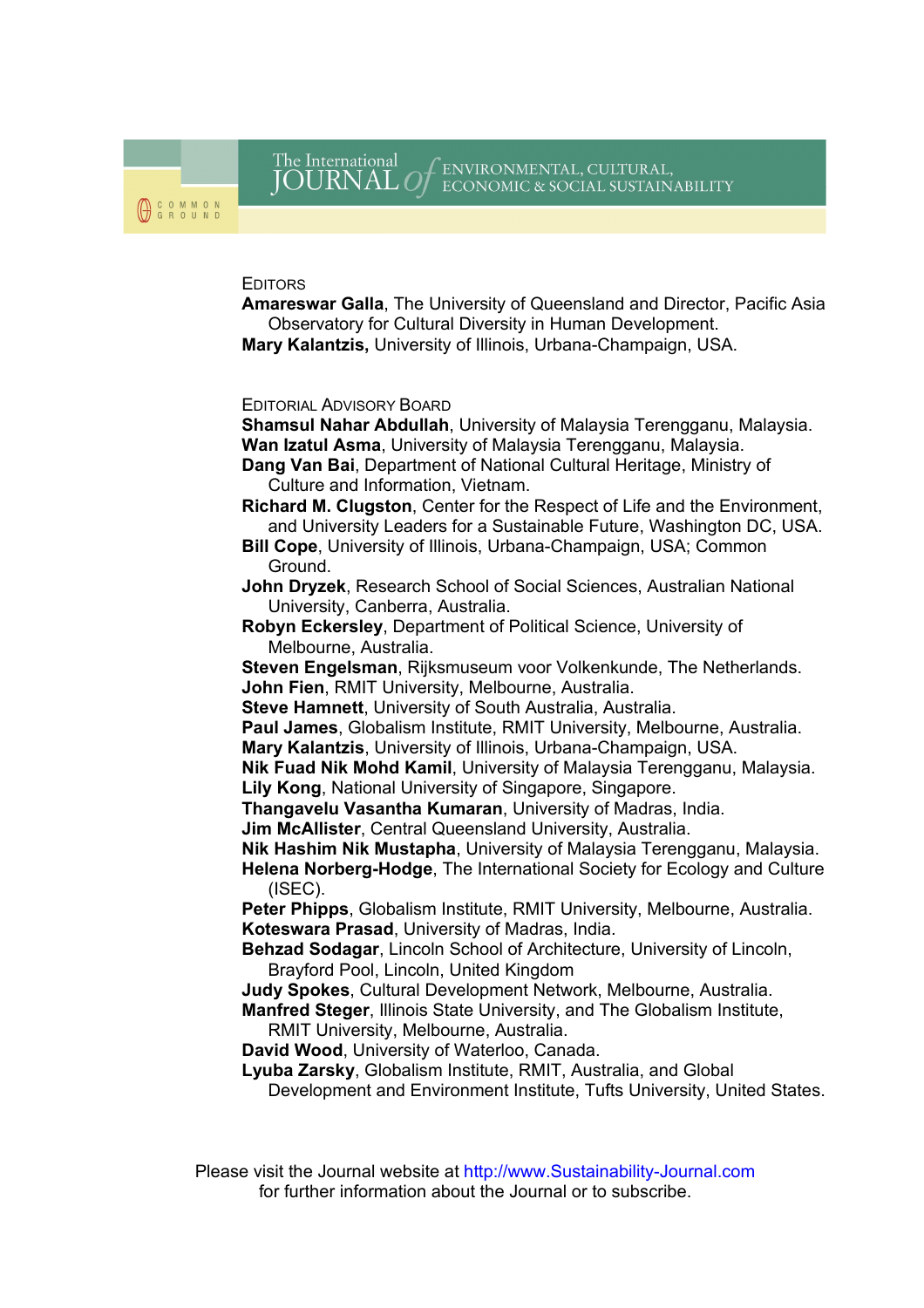# The International JOURNAL *of* ENVIRONMENTAL, CULTURAL, ECONOMIC & SOCIAL SUSTAINABILITY

## EDITORS

**Amareswar Galla**, The University of Queensland and Director, Pacific Asia Observatory for Cultural Diversity in Human Development.
**Mary Kalantzis,** University of Illinois, Urbana-Champaign, USA.

## EDITORIAL ADVISORY BOARD

**Shamsul Nahar Abdullah**, University of Malaysia Terengganu, Malaysia.
**Wan Izatul Asma**, University of Malaysia Terengganu, Malaysia.
**Dang Van Bai**, Department of National Cultural Heritage, Ministry of Culture and Information, Vietnam.
**Richard M. Clugston**, Center for the Respect of Life and the Environment, and University Leaders for a Sustainable Future, Washington DC, USA.
**Bill Cope**, University of Illinois, Urbana-Champaign, USA; Common Ground.
**John Dryzek**, Research School of Social Sciences, Australian National University, Canberra, Australia.
**Robyn Eckersley**, Department of Political Science, University of Melbourne, Australia.
**Steven Engelsman**, Rijksmuseum voor Volkenkunde, The Netherlands.
**John Fien**, RMIT University, Melbourne, Australia.
**Steve Hamnett**, University of South Australia, Australia.
**Paul James**, Globalism Institute, RMIT University, Melbourne, Australia.
**Mary Kalantzis**, University of Illinois, Urbana-Champaign, USA.
**Nik Fuad Nik Mohd Kamil**, University of Malaysia Terengganu, Malaysia.
**Lily Kong**, National University of Singapore, Singapore.
**Thangavelu Vasantha Kumaran**, University of Madras, India.
**Jim McAllister**, Central Queensland University, Australia.
**Nik Hashim Nik Mustapha**, University of Malaysia Terengganu, Malaysia.
**Helena Norberg-Hodge**, The International Society for Ecology and Culture (ISEC).
**Peter Phipps**, Globalism Institute, RMIT University, Melbourne, Australia.
**Koteswara Prasad**, University of Madras, India.
**Behzad Sodagar**, Lincoln School of Architecture, University of Lincoln, Brayford Pool, Lincoln, United Kingdom
**Judy Spokes**, Cultural Development Network, Melbourne, Australia.
**Manfred Steger**, Illinois State University, and The Globalism Institute, RMIT University, Melbourne, Australia.
**David Wood**, University of Waterloo, Canada.
**Lyuba Zarsky**, Globalism Institute, RMIT, Australia, and Global Development and Environment Institute, Tufts University, United States.

Please visit the Journal website at http://www.Sustainability-Journal.com for further information about the Journal or to subscribe.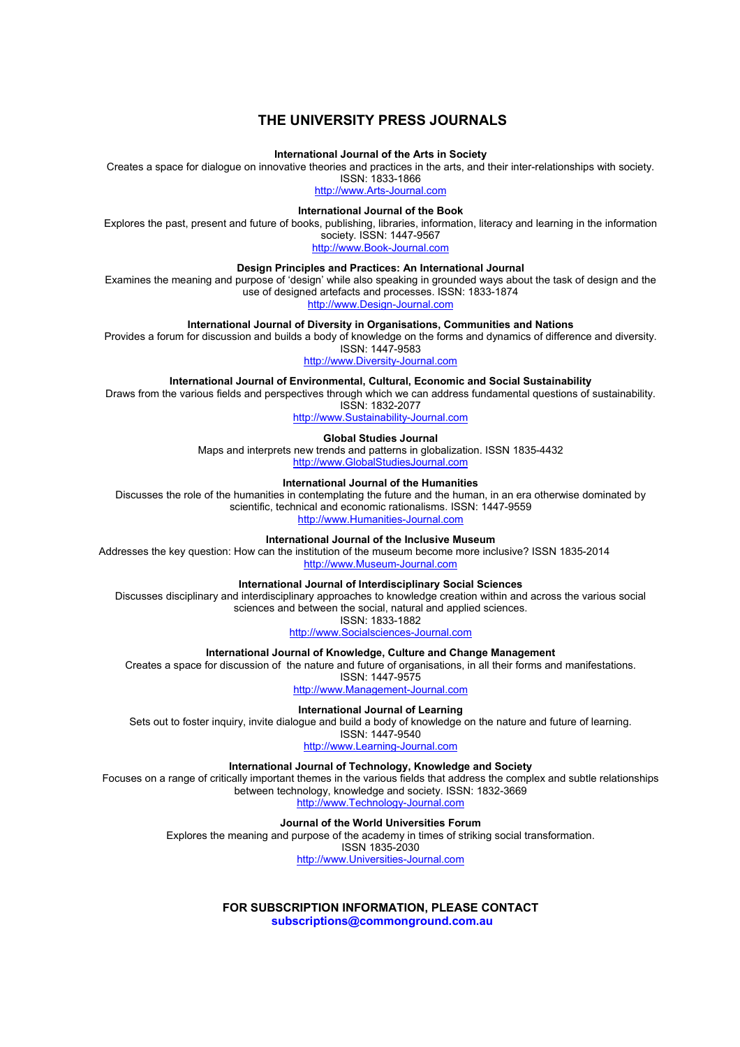# THE UNIVERSITY PRESS JOURNALS

**International Journal of the Arts in Society**

Creates a space for dialogue on innovative theories and practices in the arts, and their inter-relationships with society. ISSN: 1833-1866

http://www.Arts-Journal.com

**International Journal of the Book**

Explores the past, present and future of books, publishing, libraries, information, literacy and learning in the information society. ISSN: 1447-9567

http://www.Book-Journal.com

**Design Principles and Practices: An International Journal**

Examines the meaning and purpose of 'design' while also speaking in grounded ways about the task of design and the use of designed artefacts and processes. ISSN: 1833-1874

http://www.Design-Journal.com

**International Journal of Diversity in Organisations, Communities and Nations**

Provides a forum for discussion and builds a body of knowledge on the forms and dynamics of difference and diversity. ISSN: 1447-9583

http://www.Diversity-Journal.com

**International Journal of Environmental, Cultural, Economic and Social Sustainability**

Draws from the various fields and perspectives through which we can address fundamental questions of sustainability. ISSN: 1832-2077

http://www.Sustainability-Journal.com

**Global Studies Journal**

Maps and interprets new trends and patterns in globalization. ISSN 1835-4432

http://www.GlobalStudiesJournal.com

**International Journal of the Humanities**

Discusses the role of the humanities in contemplating the future and the human, in an era otherwise dominated by scientific, technical and economic rationalisms. ISSN: 1447-9559

http://www.Humanities-Journal.com

**International Journal of the Inclusive Museum**

Addresses the key question: How can the institution of the museum become more inclusive? ISSN 1835-2014

http://www.Museum-Journal.com

**International Journal of Interdisciplinary Social Sciences**

Discusses disciplinary and interdisciplinary approaches to knowledge creation within and across the various social sciences and between the social, natural and applied sciences. ISSN: 1833-1882

http://www.Socialsciences-Journal.com

**International Journal of Knowledge, Culture and Change Management**

Creates a space for discussion of the nature and future of organisations, in all their forms and manifestations. ISSN: 1447-9575

http://www.Management-Journal.com

**International Journal of Learning**

Sets out to foster inquiry, invite dialogue and build a body of knowledge on the nature and future of learning. ISSN: 1447-9540

http://www.Learning-Journal.com

**International Journal of Technology, Knowledge and Society**

Focuses on a range of critically important themes in the various fields that address the complex and subtle relationships between technology, knowledge and society. ISSN: 1832-3669

http://www.Technology-Journal.com

**Journal of the World Universities Forum**

Explores the meaning and purpose of the academy in times of striking social transformation. ISSN 1835-2030

http://www.Universities-Journal.com

**FOR SUBSCRIPTION INFORMATION, PLEASE CONTACT**
**subscriptions@commonground.com.au**